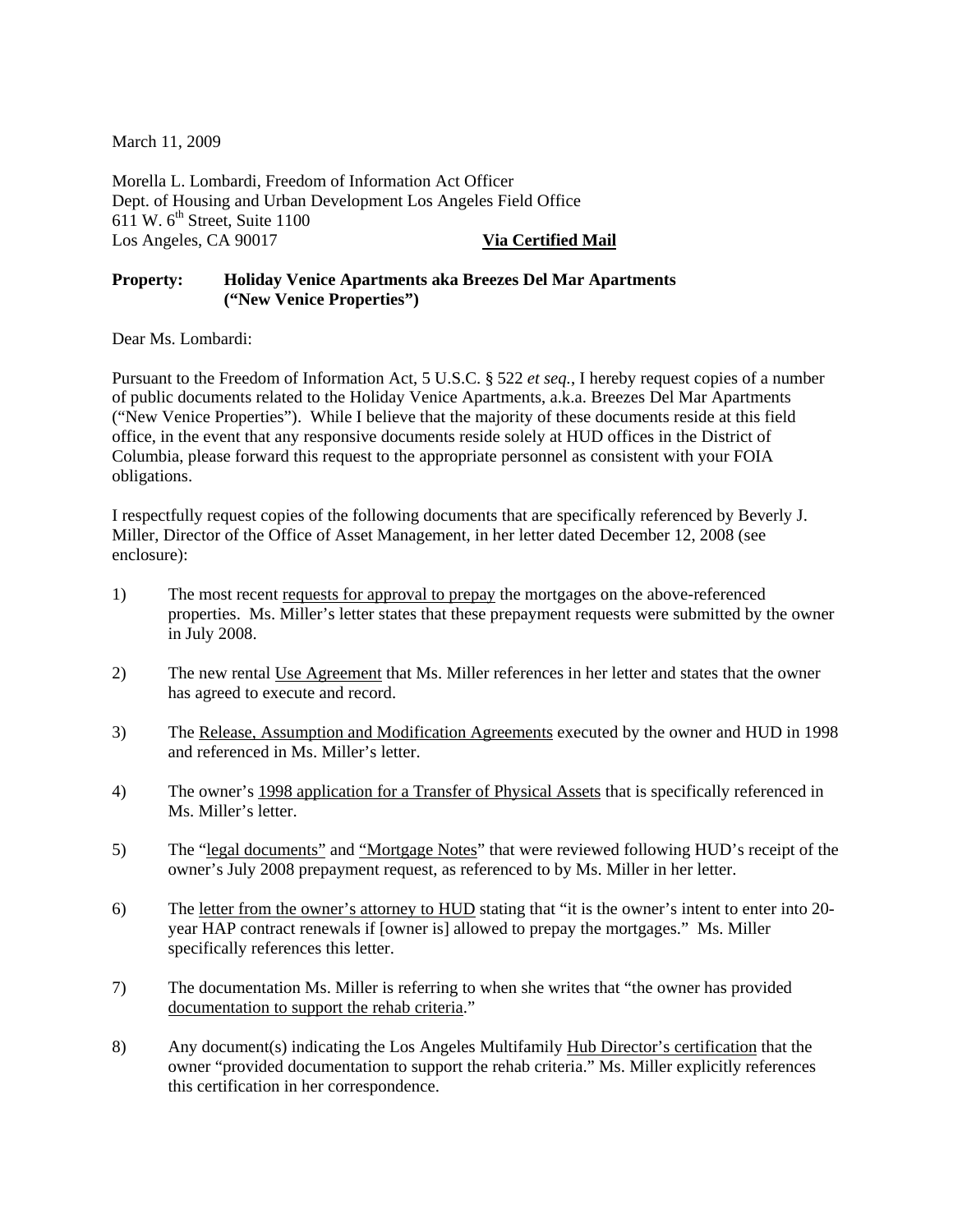March 11, 2009

Morella L. Lombardi, Freedom of Information Act Officer
Dept. of Housing and Urban Development Los Angeles Field Office
611 W. 6th Street, Suite 1100
Los Angeles, CA 90017 **Via Certified Mail**

**Property: Holiday Venice Apartments aka Breezes Del Mar Apartments ("New Venice Properties")**

Dear Ms. Lombardi:

Pursuant to the Freedom of Information Act, 5 U.S.C. § 522 *et seq.*, I hereby request copies of a number of public documents related to the Holiday Venice Apartments, a.k.a. Breezes Del Mar Apartments ("New Venice Properties"). While I believe that the majority of these documents reside at this field office, in the event that any responsive documents reside solely at HUD offices in the District of Columbia, please forward this request to the appropriate personnel as consistent with your FOIA obligations.

I respectfully request copies of the following documents that are specifically referenced by Beverly J. Miller, Director of the Office of Asset Management, in her letter dated December 12, 2008 (see enclosure):

1) The most recent requests for approval to prepay the mortgages on the above-referenced properties. Ms. Miller's letter states that these prepayment requests were submitted by the owner in July 2008.

2) The new rental Use Agreement that Ms. Miller references in her letter and states that the owner has agreed to execute and record.

3) The Release, Assumption and Modification Agreements executed by the owner and HUD in 1998 and referenced in Ms. Miller's letter.

4) The owner's 1998 application for a Transfer of Physical Assets that is specifically referenced in Ms. Miller's letter.

5) The "legal documents" and "Mortgage Notes" that were reviewed following HUD's receipt of the owner's July 2008 prepayment request, as referenced to by Ms. Miller in her letter.

6) The letter from the owner's attorney to HUD stating that "it is the owner's intent to enter into 20-year HAP contract renewals if [owner is] allowed to prepay the mortgages." Ms. Miller specifically references this letter.

7) The documentation Ms. Miller is referring to when she writes that "the owner has provided documentation to support the rehab criteria."

8) Any document(s) indicating the Los Angeles Multifamily Hub Director's certification that the owner "provided documentation to support the rehab criteria." Ms. Miller explicitly references this certification in her correspondence.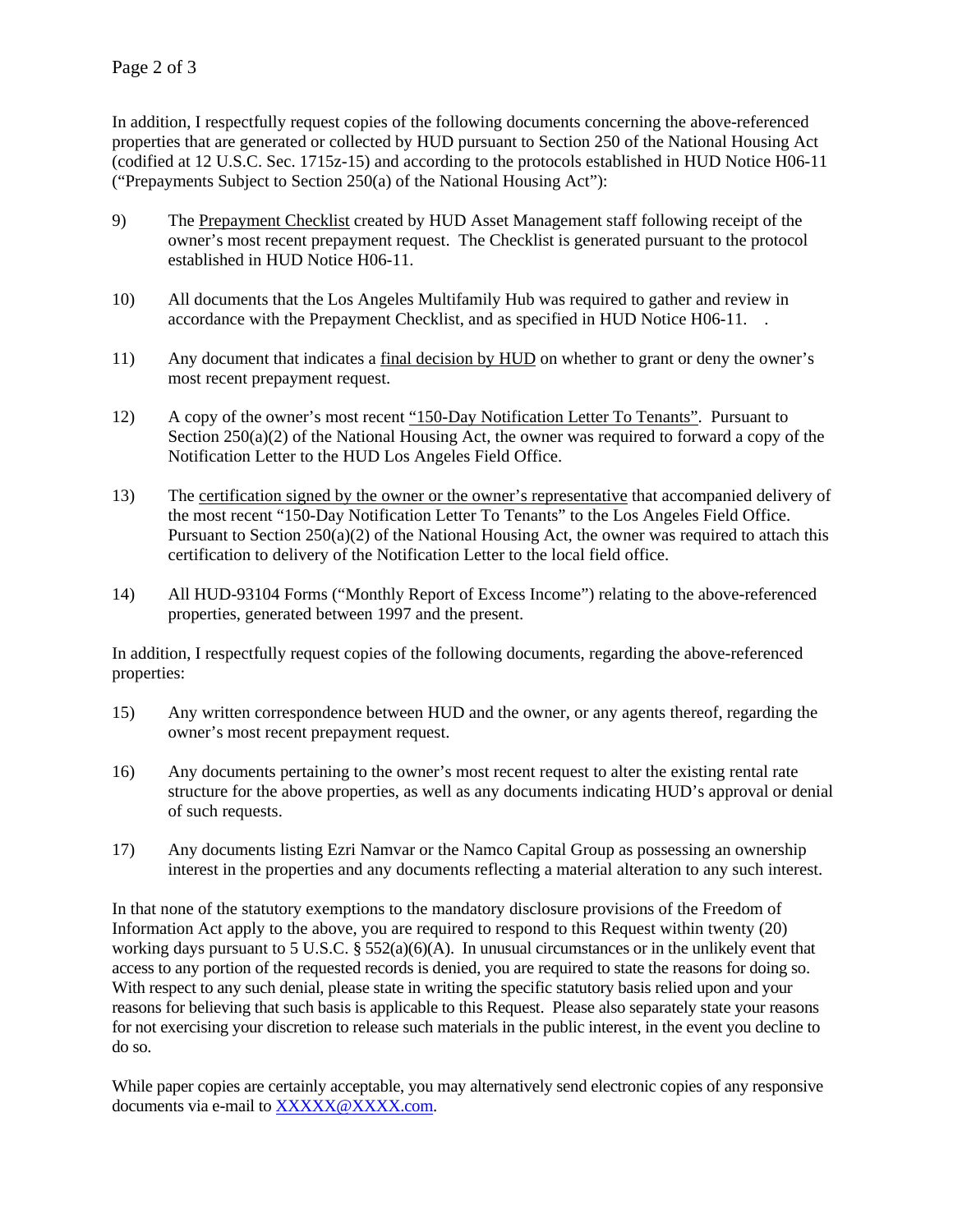In addition, I respectfully request copies of the following documents concerning the above-referenced properties that are generated or collected by HUD pursuant to Section 250 of the National Housing Act (codified at 12 U.S.C. Sec. 1715z-15) and according to the protocols established in HUD Notice H06-11 ("Prepayments Subject to Section 250(a) of the National Housing Act"):

9) The Prepayment Checklist created by HUD Asset Management staff following receipt of the owner's most recent prepayment request. The Checklist is generated pursuant to the protocol established in HUD Notice H06-11.

10) All documents that the Los Angeles Multifamily Hub was required to gather and review in accordance with the Prepayment Checklist, and as specified in HUD Notice H06-11. .

11) Any document that indicates a final decision by HUD on whether to grant or deny the owner's most recent prepayment request.

12) A copy of the owner's most recent "150-Day Notification Letter To Tenants". Pursuant to Section 250(a)(2) of the National Housing Act, the owner was required to forward a copy of the Notification Letter to the HUD Los Angeles Field Office.

13) The certification signed by the owner or the owner's representative that accompanied delivery of the most recent "150-Day Notification Letter To Tenants" to the Los Angeles Field Office. Pursuant to Section 250(a)(2) of the National Housing Act, the owner was required to attach this certification to delivery of the Notification Letter to the local field office.

14) All HUD-93104 Forms ("Monthly Report of Excess Income") relating to the above-referenced properties, generated between 1997 and the present.

In addition, I respectfully request copies of the following documents, regarding the above-referenced properties:

15) Any written correspondence between HUD and the owner, or any agents thereof, regarding the owner's most recent prepayment request.

16) Any documents pertaining to the owner's most recent request to alter the existing rental rate structure for the above properties, as well as any documents indicating HUD's approval or denial of such requests.

17) Any documents listing Ezri Namvar or the Namco Capital Group as possessing an ownership interest in the properties and any documents reflecting a material alteration to any such interest.

In that none of the statutory exemptions to the mandatory disclosure provisions of the Freedom of Information Act apply to the above, you are required to respond to this Request within twenty (20) working days pursuant to 5 U.S.C. § 552(a)(6)(A). In unusual circumstances or in the unlikely event that access to any portion of the requested records is denied, you are required to state the reasons for doing so. With respect to any such denial, please state in writing the specific statutory basis relied upon and your reasons for believing that such basis is applicable to this Request. Please also separately state your reasons for not exercising your discretion to release such materials in the public interest, in the event you decline to do so.

While paper copies are certainly acceptable, you may alternatively send electronic copies of any responsive documents via e-mail to XXXXX@XXXX.com.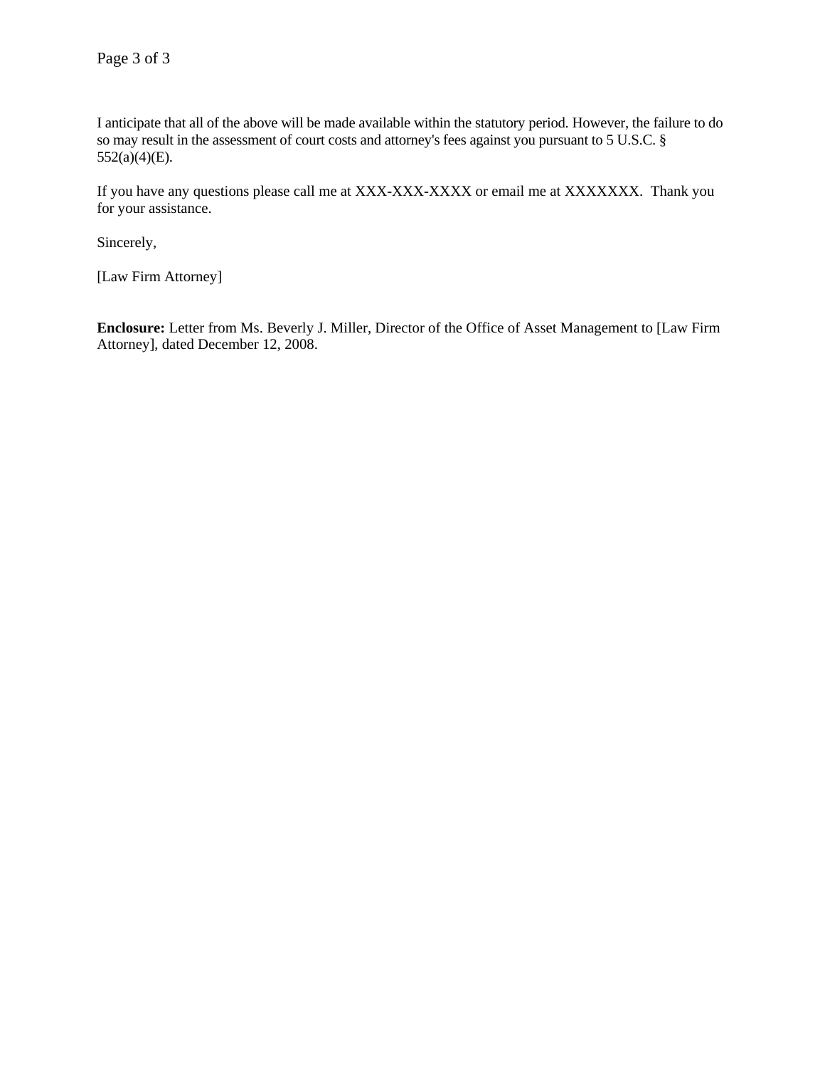I anticipate that all of the above will be made available within the statutory period. However, the failure to do so may result in the assessment of court costs and attorney's fees against you pursuant to 5 U.S.C. § 552(a)(4)(E).

If you have any questions please call me at XXX-XXX-XXXX or email me at XXXXXXX. Thank you for your assistance.

Sincerely,

[Law Firm Attorney]

**Enclosure:** Letter from Ms. Beverly J. Miller, Director of the Office of Asset Management to [Law Firm Attorney], dated December 12, 2008.